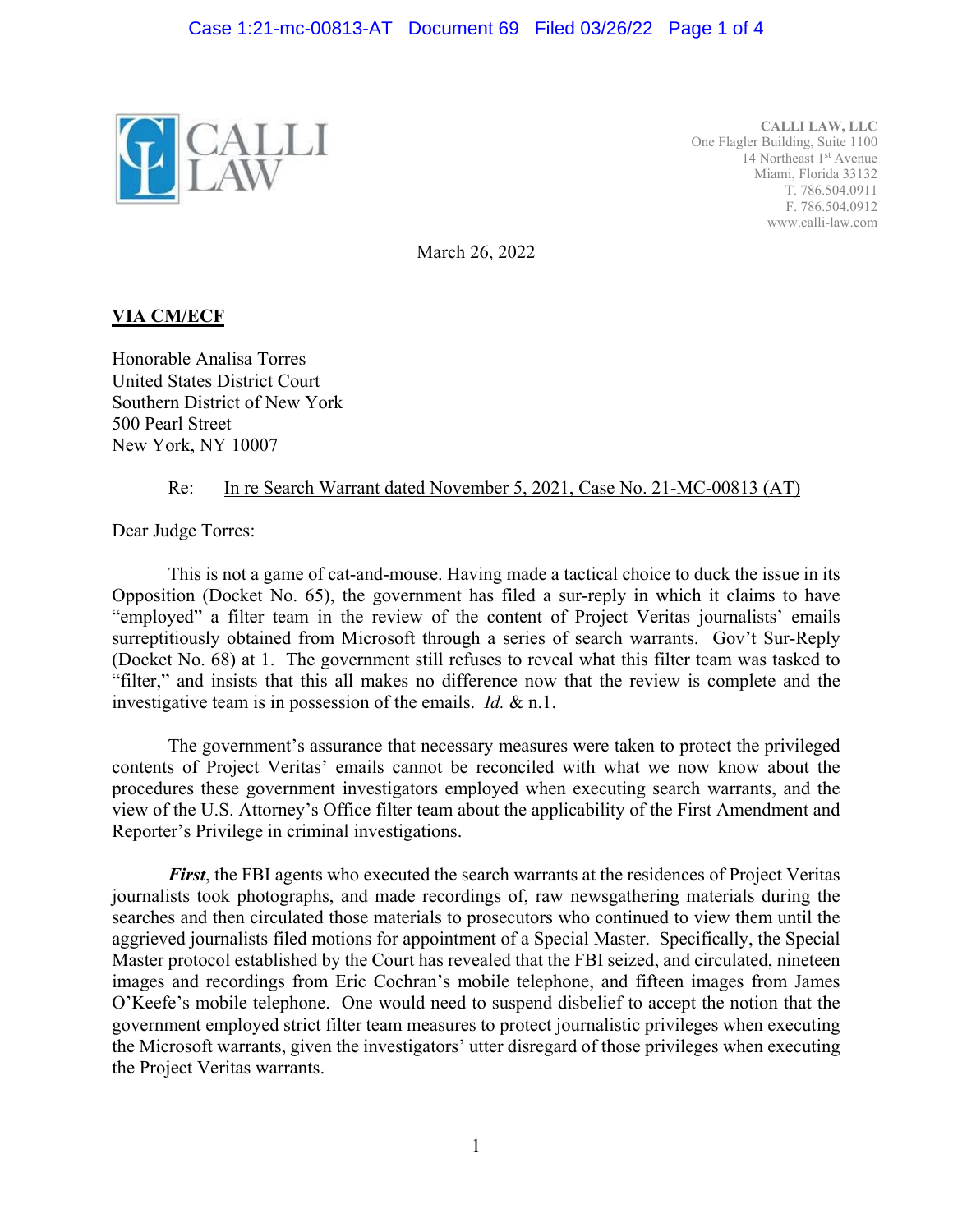CALLI LAW

**CALLI LAW, LLC**
One Flagler Building, Suite 1100
14 Northeast 1st Avenue
Miami, Florida 33132
T. 786.504.0911
F. 786.504.0912
www.calli-law.com

March 26, 2022

**VIA CM/ECF**

Honorable Analisa Torres
United States District Court
Southern District of New York
500 Pearl Street
New York, NY 10007

Re: In re Search Warrant dated November 5, 2021, Case No. 21-MC-00813 (AT)

Dear Judge Torres:

This is not a game of cat-and-mouse. Having made a tactical choice to duck the issue in its Opposition (Docket No. 65), the government has filed a sur-reply in which it claims to have "employed" a filter team in the review of the content of Project Veritas journalists' emails surreptitiously obtained from Microsoft through a series of search warrants. Gov't Sur-Reply (Docket No. 68) at 1. The government still refuses to reveal what this filter team was tasked to "filter," and insists that this all makes no difference now that the review is complete and the investigative team is in possession of the emails. *Id.* & n.1.

The government's assurance that necessary measures were taken to protect the privileged contents of Project Veritas' emails cannot be reconciled with what we now know about the procedures these government investigators employed when executing search warrants, and the view of the U.S. Attorney's Office filter team about the applicability of the First Amendment and Reporter's Privilege in criminal investigations.

***First***, the FBI agents who executed the search warrants at the residences of Project Veritas journalists took photographs, and made recordings of, raw newsgathering materials during the searches and then circulated those materials to prosecutors who continued to view them until the aggrieved journalists filed motions for appointment of a Special Master. Specifically, the Special Master protocol established by the Court has revealed that the FBI seized, and circulated, nineteen images and recordings from Eric Cochran's mobile telephone, and fifteen images from James O'Keefe's mobile telephone. One would need to suspend disbelief to accept the notion that the government employed strict filter team measures to protect journalistic privileges when executing the Microsoft warrants, given the investigators' utter disregard of those privileges when executing the Project Veritas warrants.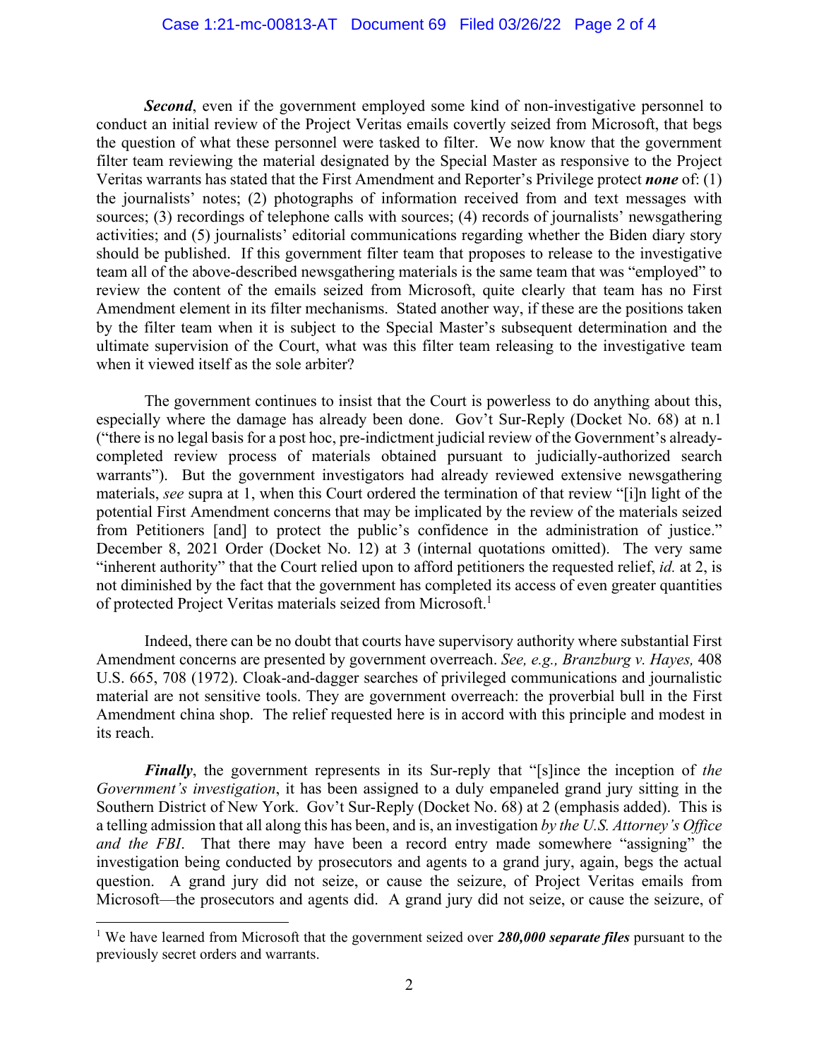***Second***, even if the government employed some kind of non-investigative personnel to conduct an initial review of the Project Veritas emails covertly seized from Microsoft, that begs the question of what these personnel were tasked to filter. We now know that the government filter team reviewing the material designated by the Special Master as responsive to the Project Veritas warrants has stated that the First Amendment and Reporter's Privilege protect ***none*** of: (1) the journalists' notes; (2) photographs of information received from and text messages with sources; (3) recordings of telephone calls with sources; (4) records of journalists' newsgathering activities; and (5) journalists' editorial communications regarding whether the Biden diary story should be published. If this government filter team that proposes to release to the investigative team all of the above-described newsgathering materials is the same team that was "employed" to review the content of the emails seized from Microsoft, quite clearly that team has no First Amendment element in its filter mechanisms. Stated another way, if these are the positions taken by the filter team when it is subject to the Special Master's subsequent determination and the ultimate supervision of the Court, what was this filter team releasing to the investigative team when it viewed itself as the sole arbiter?

The government continues to insist that the Court is powerless to do anything about this, especially where the damage has already been done. Gov't Sur-Reply (Docket No. 68) at n.1 ("there is no legal basis for a post hoc, pre-indictment judicial review of the Government's already-completed review process of materials obtained pursuant to judicially-authorized search warrants"). But the government investigators had already reviewed extensive newsgathering materials, *see* supra at 1, when this Court ordered the termination of that review "[i]n light of the potential First Amendment concerns that may be implicated by the review of the materials seized from Petitioners [and] to protect the public's confidence in the administration of justice." December 8, 2021 Order (Docket No. 12) at 3 (internal quotations omitted). The very same "inherent authority" that the Court relied upon to afford petitioners the requested relief, *id.* at 2, is not diminished by the fact that the government has completed its access of even greater quantities of protected Project Veritas materials seized from Microsoft.[1]

Indeed, there can be no doubt that courts have supervisory authority where substantial First Amendment concerns are presented by government overreach. *See, e.g., Branzburg v. Hayes,* 408 U.S. 665, 708 (1972). Cloak-and-dagger searches of privileged communications and journalistic material are not sensitive tools. They are government overreach: the proverbial bull in the First Amendment china shop. The relief requested here is in accord with this principle and modest in its reach.

***Finally***, the government represents in its Sur-reply that "[s]ince the inception of *the Government's investigation*, it has been assigned to a duly empaneled grand jury sitting in the Southern District of New York. Gov't Sur-Reply (Docket No. 68) at 2 (emphasis added). This is a telling admission that all along this has been, and is, an investigation *by the U.S. Attorney's Office and the FBI*. That there may have been a record entry made somewhere "assigning" the investigation being conducted by prosecutors and agents to a grand jury, again, begs the actual question. A grand jury did not seize, or cause the seizure, of Project Veritas emails from Microsoft—the prosecutors and agents did. A grand jury did not seize, or cause the seizure, of

---

[1] We have learned from Microsoft that the government seized over ***280,000 separate files*** pursuant to the previously secret orders and warrants.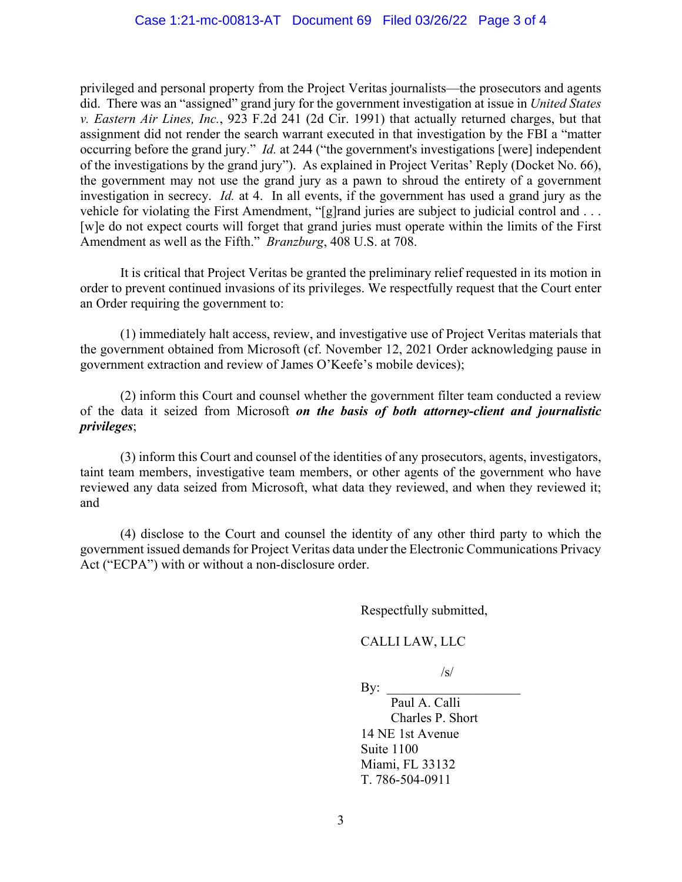privileged and personal property from the Project Veritas journalists—the prosecutors and agents did. There was an "assigned" grand jury for the government investigation at issue in *United States v. Eastern Air Lines, Inc.*, 923 F.2d 241 (2d Cir. 1991) that actually returned charges, but that assignment did not render the search warrant executed in that investigation by the FBI a "matter occurring before the grand jury." *Id.* at 244 ("the government's investigations [were] independent of the investigations by the grand jury"). As explained in Project Veritas' Reply (Docket No. 66), the government may not use the grand jury as a pawn to shroud the entirety of a government investigation in secrecy. *Id.* at 4. In all events, if the government has used a grand jury as the vehicle for violating the First Amendment, "[g]rand juries are subject to judicial control and . . . [w]e do not expect courts will forget that grand juries must operate within the limits of the First Amendment as well as the Fifth." *Branzburg*, 408 U.S. at 708.

It is critical that Project Veritas be granted the preliminary relief requested in its motion in order to prevent continued invasions of its privileges. We respectfully request that the Court enter an Order requiring the government to:

(1) immediately halt access, review, and investigative use of Project Veritas materials that the government obtained from Microsoft (cf. November 12, 2021 Order acknowledging pause in government extraction and review of James O'Keefe's mobile devices);

(2) inform this Court and counsel whether the government filter team conducted a review of the data it seized from Microsoft ***on the basis of both attorney-client and journalistic privileges***;

(3) inform this Court and counsel of the identities of any prosecutors, agents, investigators, taint team members, investigative team members, or other agents of the government who have reviewed any data seized from Microsoft, what data they reviewed, and when they reviewed it; and

(4) disclose to the Court and counsel the identity of any other third party to which the government issued demands for Project Veritas data under the Electronic Communications Privacy Act ("ECPA") with or without a non-disclosure order.

Respectfully submitted,

CALLI LAW, LLC

By: /s/
Paul A. Calli
Charles P. Short
14 NE 1st Avenue
Suite 1100
Miami, FL 33132
T. 786-504-0911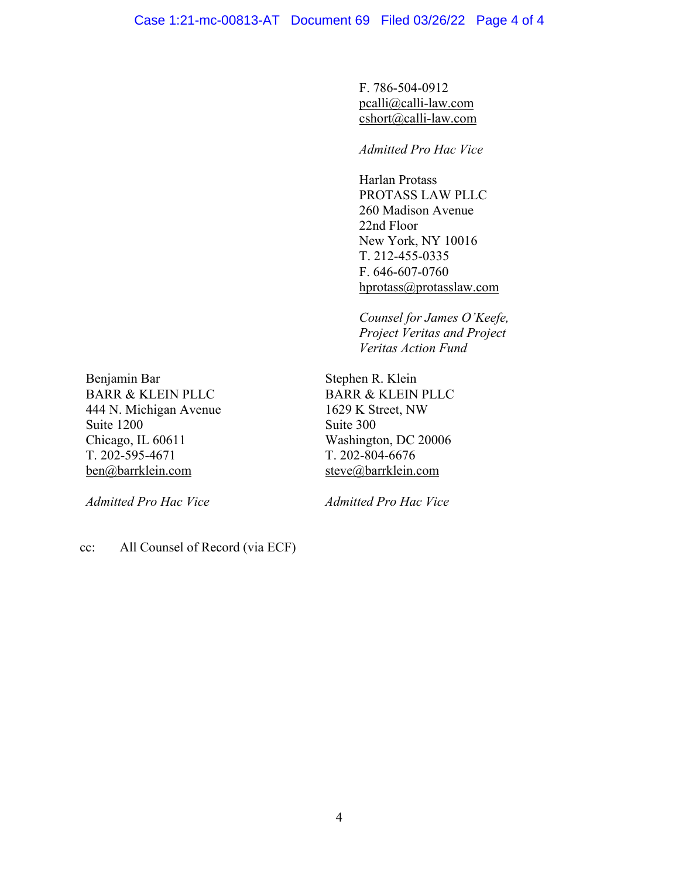F. 786-504-0912
pcalli@calli-law.com
cshort@calli-law.com

*Admitted Pro Hac Vice*

Harlan Protass
PROTASS LAW PLLC
260 Madison Avenue
22nd Floor
New York, NY 10016
T. 212-455-0335
F. 646-607-0760
hprotass@protasslaw.com

*Counsel for James O'Keefe, Project Veritas and Project Veritas Action Fund*

Benjamin Bar
BARR & KLEIN PLLC
444 N. Michigan Avenue
Suite 1200
Chicago, IL 60611
T. 202-595-4671
ben@barrklein.com

*Admitted Pro Hac Vice*

Stephen R. Klein
BARR & KLEIN PLLC
1629 K Street, NW
Suite 300
Washington, DC 20006
T. 202-804-6676
steve@barrklein.com

*Admitted Pro Hac Vice*

cc: All Counsel of Record (via ECF)